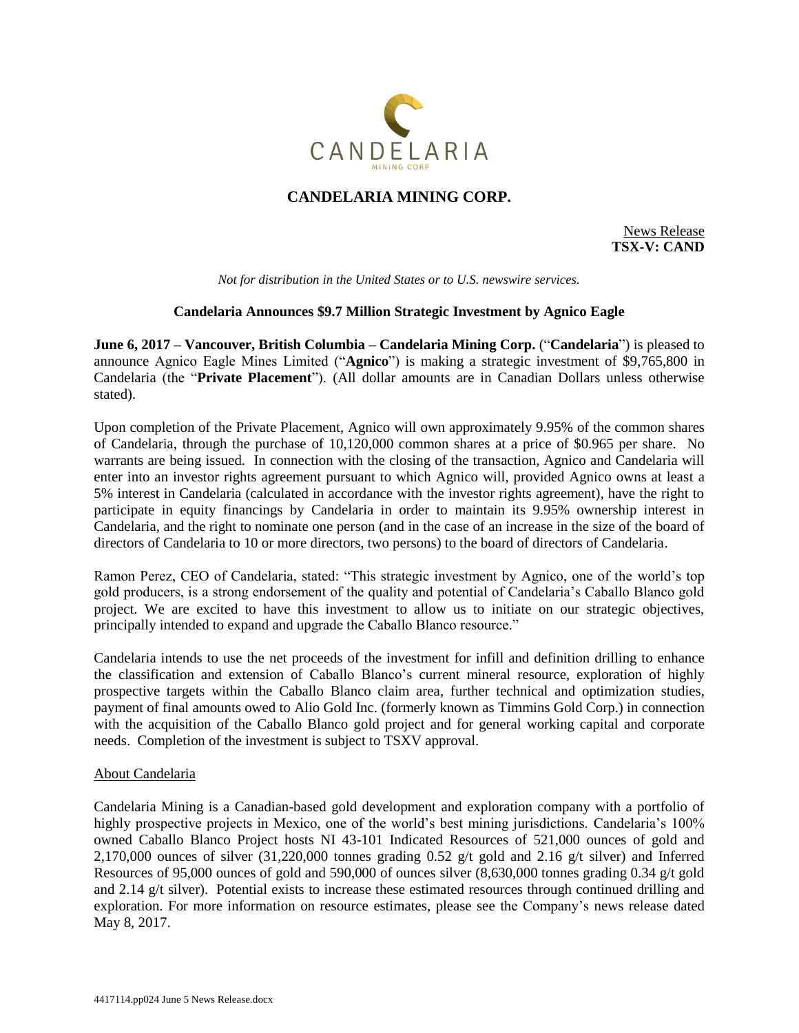# CANDELARIA MINING CORP.

News Release
**TSX-V: CAND**

*Not for distribution in the United States or to U.S. newswire services.*

**Candelaria Announces $9.7 Million Strategic Investment by Agnico Eagle**

**June 6, 2017 – Vancouver, British Columbia – Candelaria Mining Corp.** ("**Candelaria**") is pleased to announce Agnico Eagle Mines Limited ("**Agnico**") is making a strategic investment of $9,765,800 in Candelaria (the "**Private Placement**"). (All dollar amounts are in Canadian Dollars unless otherwise stated).

Upon completion of the Private Placement, Agnico will own approximately 9.95% of the common shares of Candelaria, through the purchase of 10,120,000 common shares at a price of $0.965 per share. No warrants are being issued. In connection with the closing of the transaction, Agnico and Candelaria will enter into an investor rights agreement pursuant to which Agnico will, provided Agnico owns at least a 5% interest in Candelaria (calculated in accordance with the investor rights agreement), have the right to participate in equity financings by Candelaria in order to maintain its 9.95% ownership interest in Candelaria, and the right to nominate one person (and in the case of an increase in the size of the board of directors of Candelaria to 10 or more directors, two persons) to the board of directors of Candelaria.

Ramon Perez, CEO of Candelaria, stated: "This strategic investment by Agnico, one of the world's top gold producers, is a strong endorsement of the quality and potential of Candelaria's Caballo Blanco gold project. We are excited to have this investment to allow us to initiate on our strategic objectives, principally intended to expand and upgrade the Caballo Blanco resource."

Candelaria intends to use the net proceeds of the investment for infill and definition drilling to enhance the classification and extension of Caballo Blanco's current mineral resource, exploration of highly prospective targets within the Caballo Blanco claim area, further technical and optimization studies, payment of final amounts owed to Alio Gold Inc. (formerly known as Timmins Gold Corp.) in connection with the acquisition of the Caballo Blanco gold project and for general working capital and corporate needs. Completion of the investment is subject to TSXV approval.

## About Candelaria

Candelaria Mining is a Canadian-based gold development and exploration company with a portfolio of highly prospective projects in Mexico, one of the world's best mining jurisdictions. Candelaria's 100% owned Caballo Blanco Project hosts NI 43-101 Indicated Resources of 521,000 ounces of gold and 2,170,000 ounces of silver (31,220,000 tonnes grading 0.52 g/t gold and 2.16 g/t silver) and Inferred Resources of 95,000 ounces of gold and 590,000 of ounces silver (8,630,000 tonnes grading 0.34 g/t gold and 2.14 g/t silver). Potential exists to increase these estimated resources through continued drilling and exploration. For more information on resource estimates, please see the Company's news release dated May 8, 2017.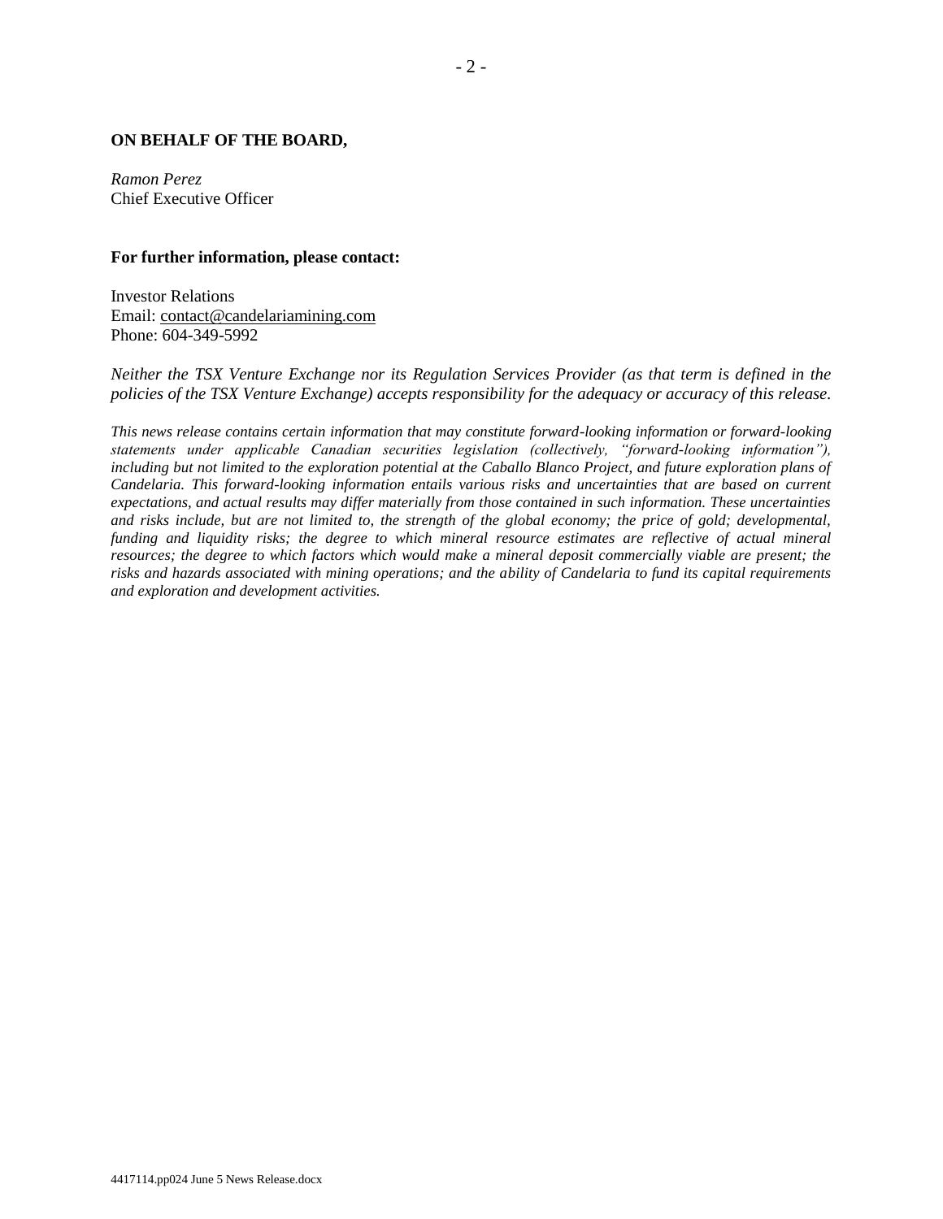**ON BEHALF OF THE BOARD,**

*Ramon Perez*
Chief Executive Officer

**For further information, please contact:**

Investor Relations
Email: contact@candelariamining.com
Phone: 604-349-5992

*Neither the TSX Venture Exchange nor its Regulation Services Provider (as that term is defined in the policies of the TSX Venture Exchange) accepts responsibility for the adequacy or accuracy of this release.*

*This news release contains certain information that may constitute forward-looking information or forward-looking statements under applicable Canadian securities legislation (collectively, "forward-looking information"), including but not limited to the exploration potential at the Caballo Blanco Project, and future exploration plans of Candelaria. This forward-looking information entails various risks and uncertainties that are based on current expectations, and actual results may differ materially from those contained in such information. These uncertainties and risks include, but are not limited to, the strength of the global economy; the price of gold; developmental, funding and liquidity risks; the degree to which mineral resource estimates are reflective of actual mineral resources; the degree to which factors which would make a mineral deposit commercially viable are present; the risks and hazards associated with mining operations; and the ability of Candelaria to fund its capital requirements and exploration and development activities.*